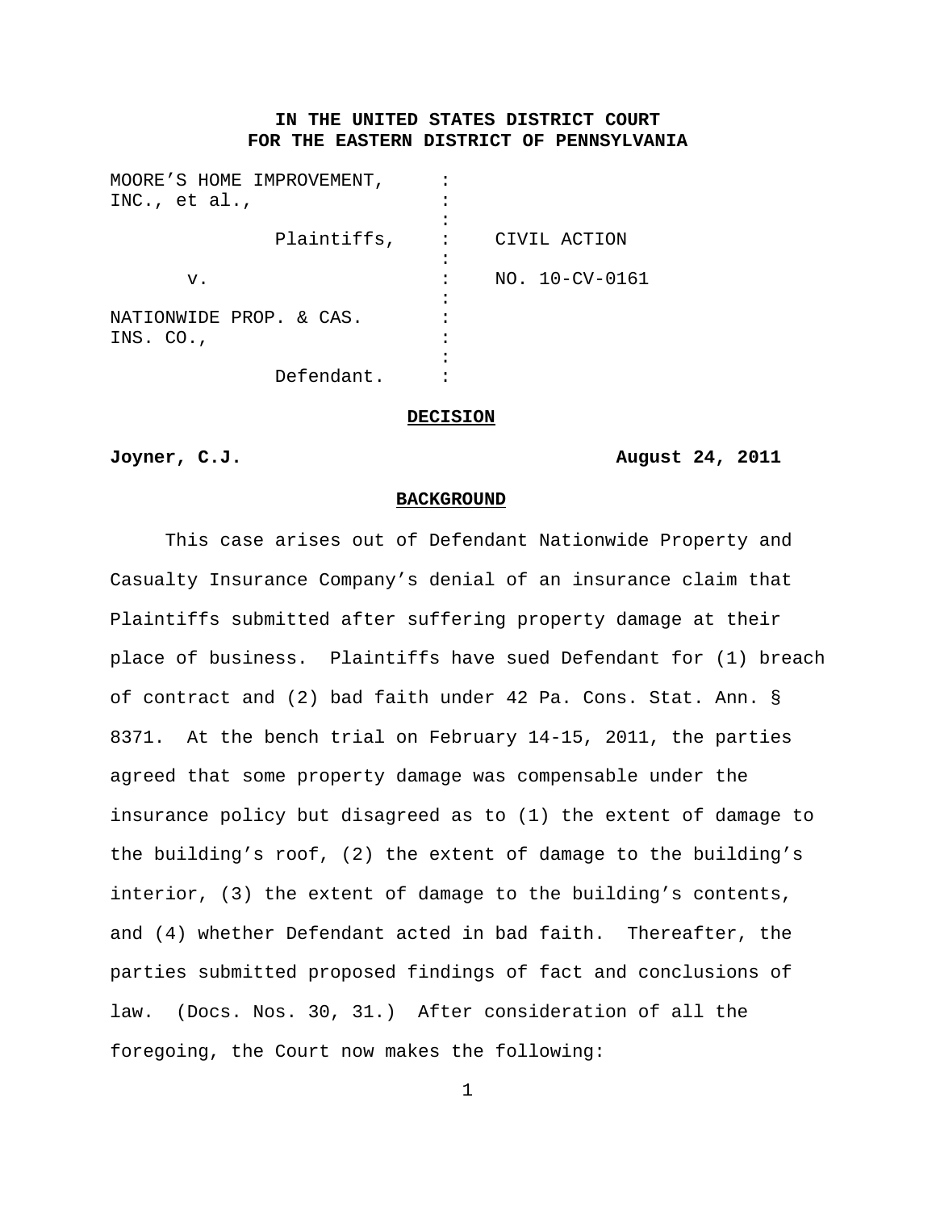**IN THE UNITED STATES DISTRICT COURT**
**FOR THE EASTERN DISTRICT OF PENNSYLVANIA**

| | | |
|---|---|---|
| MOORE'S HOME IMPROVEMENT, INC., et al., | : | |
| Plaintiffs, | : | CIVIL ACTION |
| v. | : | NO. 10-CV-0161 |
| NATIONWIDE PROP. & CAS. INS. CO., | : | |
| Defendant. | : | |

**DECISION**

**Joyner, C.J.** **August 24, 2011**

**BACKGROUND**

This case arises out of Defendant Nationwide Property and Casualty Insurance Company's denial of an insurance claim that Plaintiffs submitted after suffering property damage at their place of business. Plaintiffs have sued Defendant for (1) breach of contract and (2) bad faith under 42 Pa. Cons. Stat. Ann. § 8371. At the bench trial on February 14-15, 2011, the parties agreed that some property damage was compensable under the insurance policy but disagreed as to (1) the extent of damage to the building's roof, (2) the extent of damage to the building's interior, (3) the extent of damage to the building's contents, and (4) whether Defendant acted in bad faith. Thereafter, the parties submitted proposed findings of fact and conclusions of law. (Docs. Nos. 30, 31.) After consideration of all the foregoing, the Court now makes the following: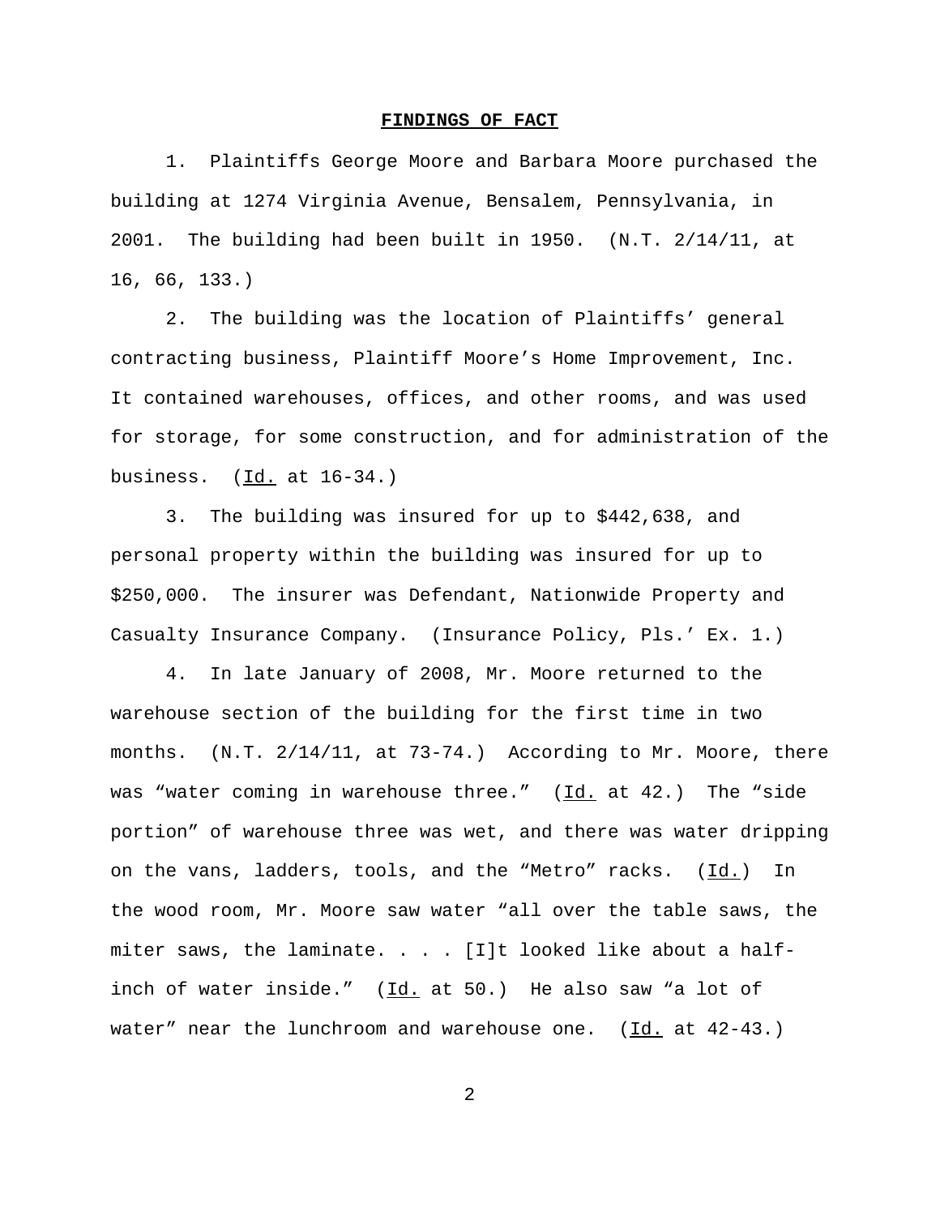## FINDINGS OF FACT

1. Plaintiffs George Moore and Barbara Moore purchased the building at 1274 Virginia Avenue, Bensalem, Pennsylvania, in 2001. The building had been built in 1950. (N.T. 2/14/11, at 16, 66, 133.)

2. The building was the location of Plaintiffs' general contracting business, Plaintiff Moore's Home Improvement, Inc. It contained warehouses, offices, and other rooms, and was used for storage, for some construction, and for administration of the business. (Id. at 16-34.)

3. The building was insured for up to $442,638, and personal property within the building was insured for up to $250,000. The insurer was Defendant, Nationwide Property and Casualty Insurance Company. (Insurance Policy, Pls.' Ex. 1.)

4. In late January of 2008, Mr. Moore returned to the warehouse section of the building for the first time in two months. (N.T. 2/14/11, at 73-74.) According to Mr. Moore, there was "water coming in warehouse three." (Id. at 42.) The "side portion" of warehouse three was wet, and there was water dripping on the vans, ladders, tools, and the "Metro" racks. (Id.) In the wood room, Mr. Moore saw water "all over the table saws, the miter saws, the laminate. . . . [I]t looked like about a half-inch of water inside." (Id. at 50.) He also saw "a lot of water" near the lunchroom and warehouse one. (Id. at 42-43.)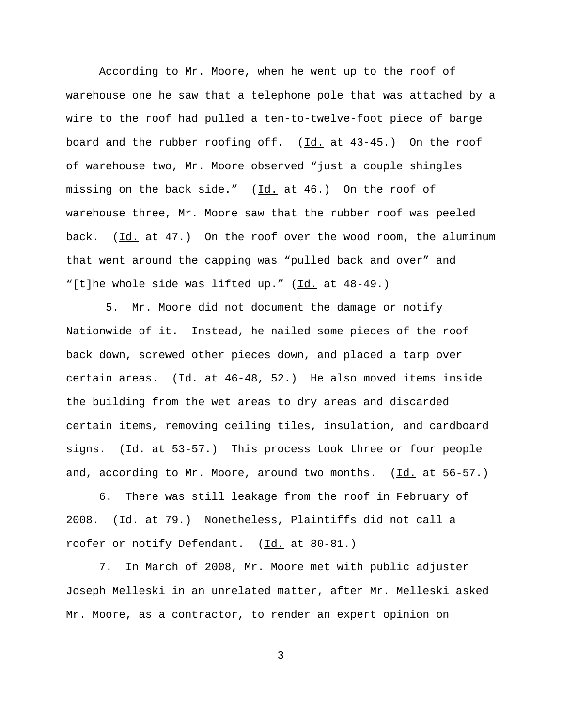According to Mr. Moore, when he went up to the roof of warehouse one he saw that a telephone pole that was attached by a wire to the roof had pulled a ten-to-twelve-foot piece of barge board and the rubber roofing off. (Id. at 43-45.) On the roof of warehouse two, Mr. Moore observed "just a couple shingles missing on the back side." (Id. at 46.) On the roof of warehouse three, Mr. Moore saw that the rubber roof was peeled back. (Id. at 47.) On the roof over the wood room, the aluminum that went around the capping was "pulled back and over" and "[t]he whole side was lifted up." (Id. at 48-49.)

5. Mr. Moore did not document the damage or notify Nationwide of it. Instead, he nailed some pieces of the roof back down, screwed other pieces down, and placed a tarp over certain areas. (Id. at 46-48, 52.) He also moved items inside the building from the wet areas to dry areas and discarded certain items, removing ceiling tiles, insulation, and cardboard signs. (Id. at 53-57.) This process took three or four people and, according to Mr. Moore, around two months. (Id. at 56-57.)

6. There was still leakage from the roof in February of 2008. (Id. at 79.) Nonetheless, Plaintiffs did not call a roofer or notify Defendant. (Id. at 80-81.)

7. In March of 2008, Mr. Moore met with public adjuster Joseph Melleski in an unrelated matter, after Mr. Melleski asked Mr. Moore, as a contractor, to render an expert opinion on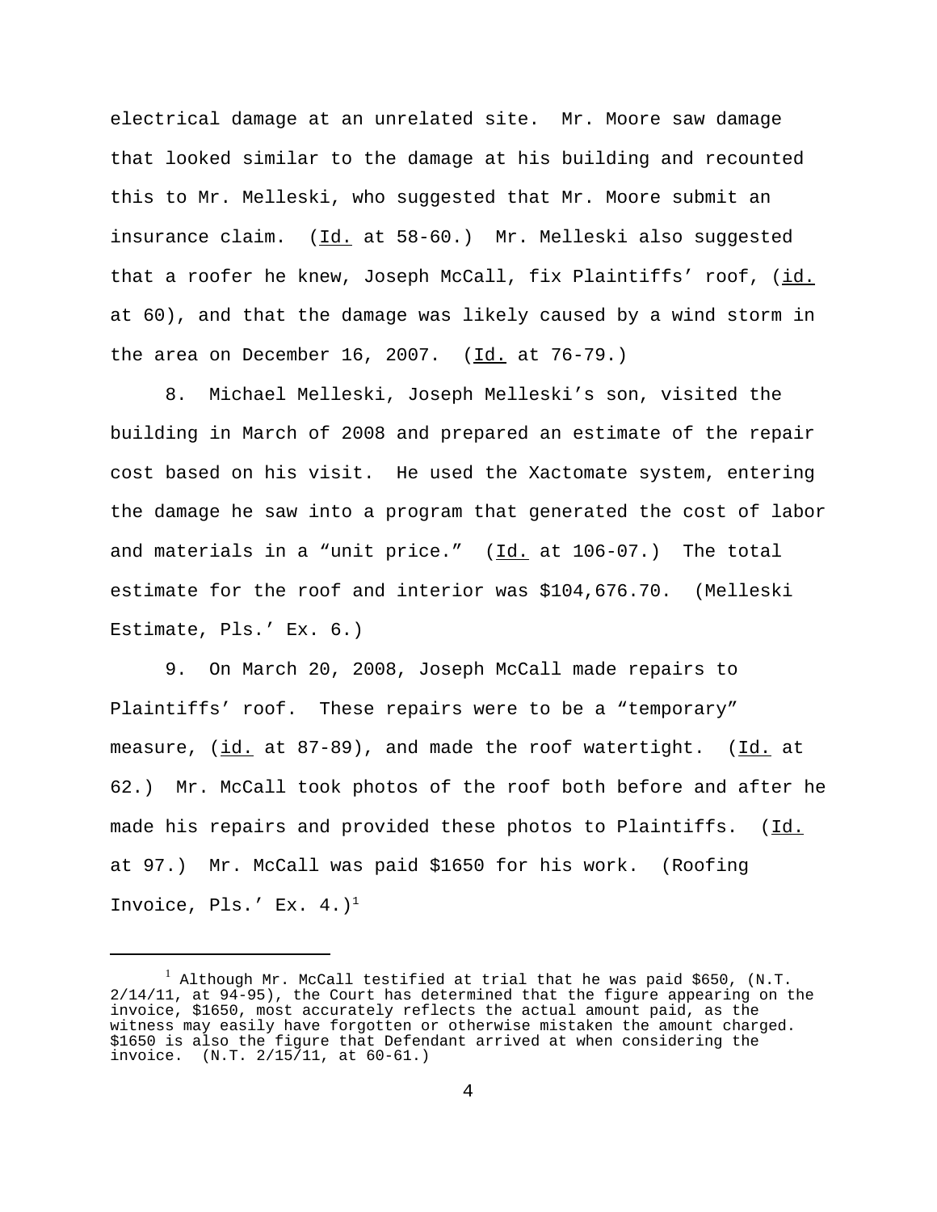electrical damage at an unrelated site. Mr. Moore saw damage that looked similar to the damage at his building and recounted this to Mr. Melleski, who suggested that Mr. Moore submit an insurance claim. (Id. at 58-60.) Mr. Melleski also suggested that a roofer he knew, Joseph McCall, fix Plaintiffs' roof, (id. at 60), and that the damage was likely caused by a wind storm in the area on December 16, 2007. (Id. at 76-79.)

8. Michael Melleski, Joseph Melleski's son, visited the building in March of 2008 and prepared an estimate of the repair cost based on his visit. He used the Xactomate system, entering the damage he saw into a program that generated the cost of labor and materials in a "unit price." (Id. at 106-07.) The total estimate for the roof and interior was $104,676.70. (Melleski Estimate, Pls.' Ex. 6.)

9. On March 20, 2008, Joseph McCall made repairs to Plaintiffs' roof. These repairs were to be a "temporary" measure, (id. at 87-89), and made the roof watertight. (Id. at 62.) Mr. McCall took photos of the roof both before and after he made his repairs and provided these photos to Plaintiffs. (Id. at 97.) Mr. McCall was paid $1650 for his work. (Roofing Invoice, Pls.' Ex. 4.)[1]

[1] Although Mr. McCall testified at trial that he was paid $650, (N.T. 2/14/11, at 94-95), the Court has determined that the figure appearing on the invoice, $1650, most accurately reflects the actual amount paid, as the witness may easily have forgotten or otherwise mistaken the amount charged. $1650 is also the figure that Defendant arrived at when considering the invoice. (N.T. 2/15/11, at 60-61.)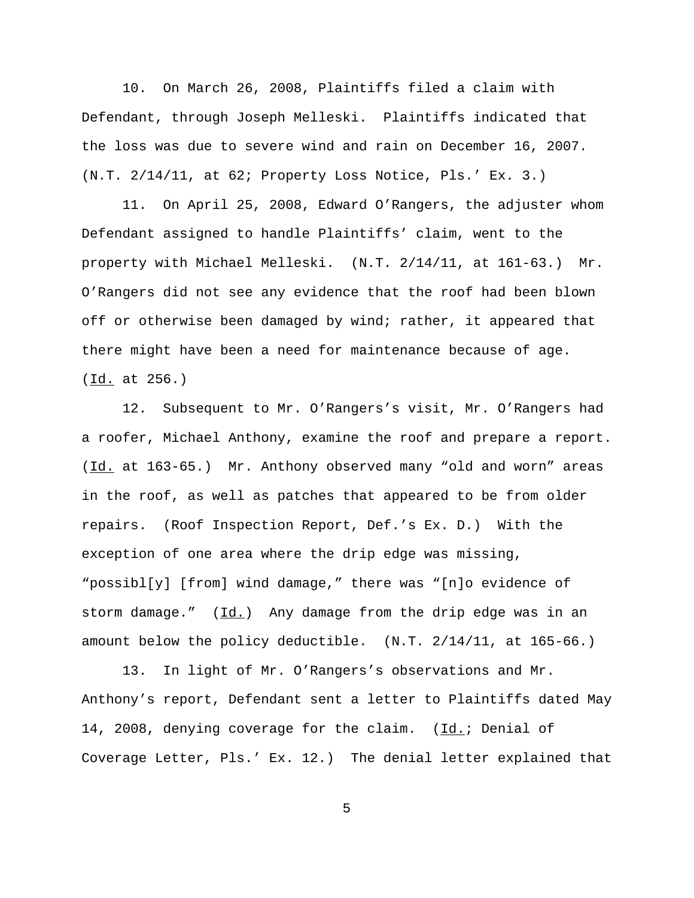10. On March 26, 2008, Plaintiffs filed a claim with Defendant, through Joseph Melleski. Plaintiffs indicated that the loss was due to severe wind and rain on December 16, 2007. (N.T. 2/14/11, at 62; Property Loss Notice, Pls.' Ex. 3.)

11. On April 25, 2008, Edward O'Rangers, the adjuster whom Defendant assigned to handle Plaintiffs' claim, went to the property with Michael Melleski. (N.T. 2/14/11, at 161-63.) Mr. O'Rangers did not see any evidence that the roof had been blown off or otherwise been damaged by wind; rather, it appeared that there might have been a need for maintenance because of age. (Id. at 256.)

12. Subsequent to Mr. O'Rangers's visit, Mr. O'Rangers had a roofer, Michael Anthony, examine the roof and prepare a report. (Id. at 163-65.) Mr. Anthony observed many "old and worn" areas in the roof, as well as patches that appeared to be from older repairs. (Roof Inspection Report, Def.'s Ex. D.) With the exception of one area where the drip edge was missing, "possibl[y] [from] wind damage," there was "[n]o evidence of storm damage." (Id.) Any damage from the drip edge was in an amount below the policy deductible. (N.T. 2/14/11, at 165-66.)

13. In light of Mr. O'Rangers's observations and Mr. Anthony's report, Defendant sent a letter to Plaintiffs dated May 14, 2008, denying coverage for the claim. (Id.; Denial of Coverage Letter, Pls.' Ex. 12.) The denial letter explained that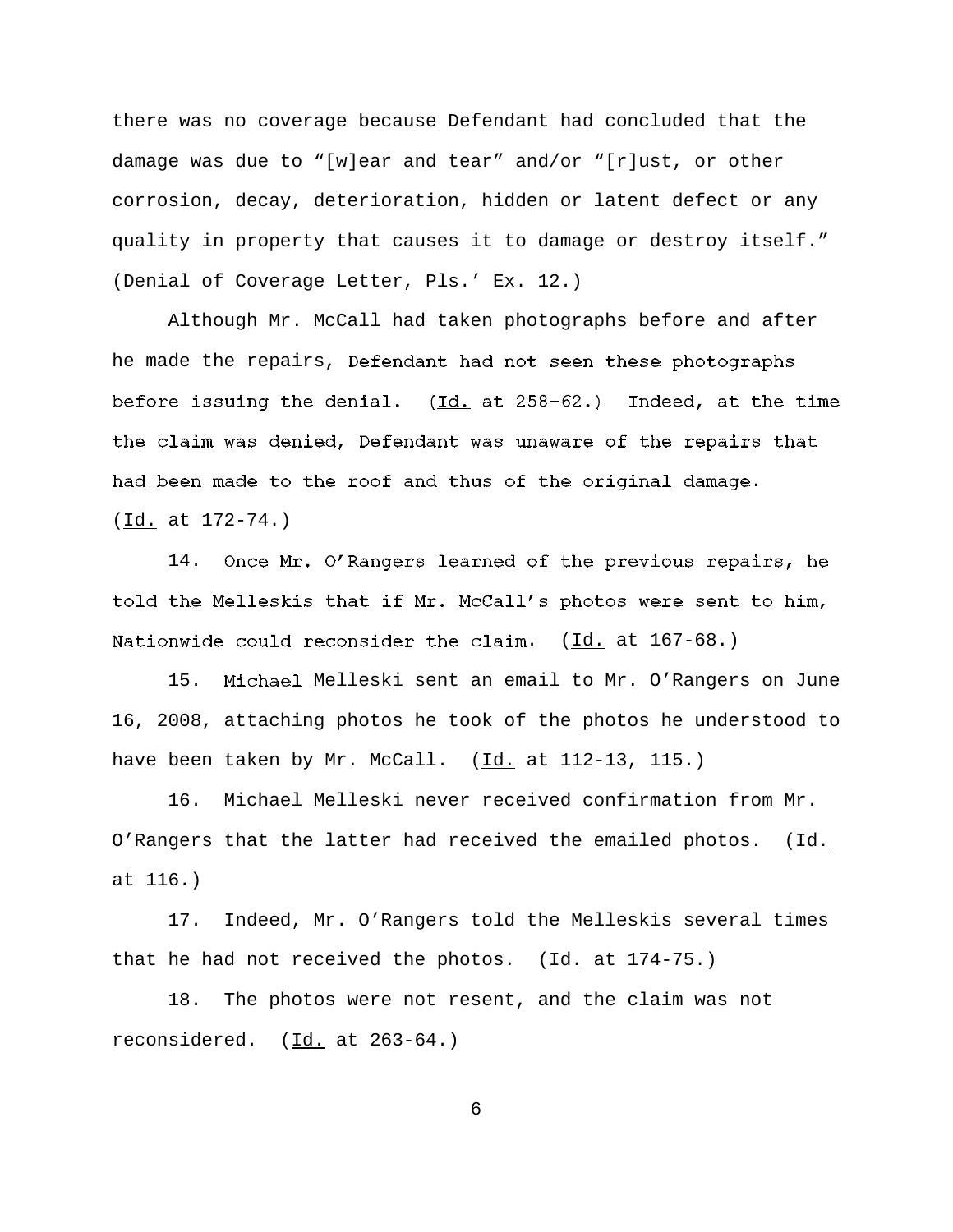there was no coverage because Defendant had concluded that the damage was due to "[w]ear and tear" and/or "[r]ust, or other corrosion, decay, deterioration, hidden or latent defect or any quality in property that causes it to damage or destroy itself." (Denial of Coverage Letter, Pls.' Ex. 12.)

Although Mr. McCall had taken photographs before and after he made the repairs, Defendant had not seen these photographs before issuing the denial. (Id. at 258-62.) Indeed, at the time the claim was denied, Defendant was unaware of the repairs that had been made to the roof and thus of the original damage. (Id. at 172-74.)

14. Once Mr. O'Rangers learned of the previous repairs, he told the Melleskis that if Mr. McCall's photos were sent to him, Nationwide could reconsider the claim. (Id. at 167-68.)

15. Michael Melleski sent an email to Mr. O'Rangers on June 16, 2008, attaching photos he took of the photos he understood to have been taken by Mr. McCall. (Id. at 112-13, 115.)

16. Michael Melleski never received confirmation from Mr. O'Rangers that the latter had received the emailed photos. (Id. at 116.)

17. Indeed, Mr. O'Rangers told the Melleskis several times that he had not received the photos. (Id. at 174-75.)

18. The photos were not resent, and the claim was not reconsidered. (Id. at 263-64.)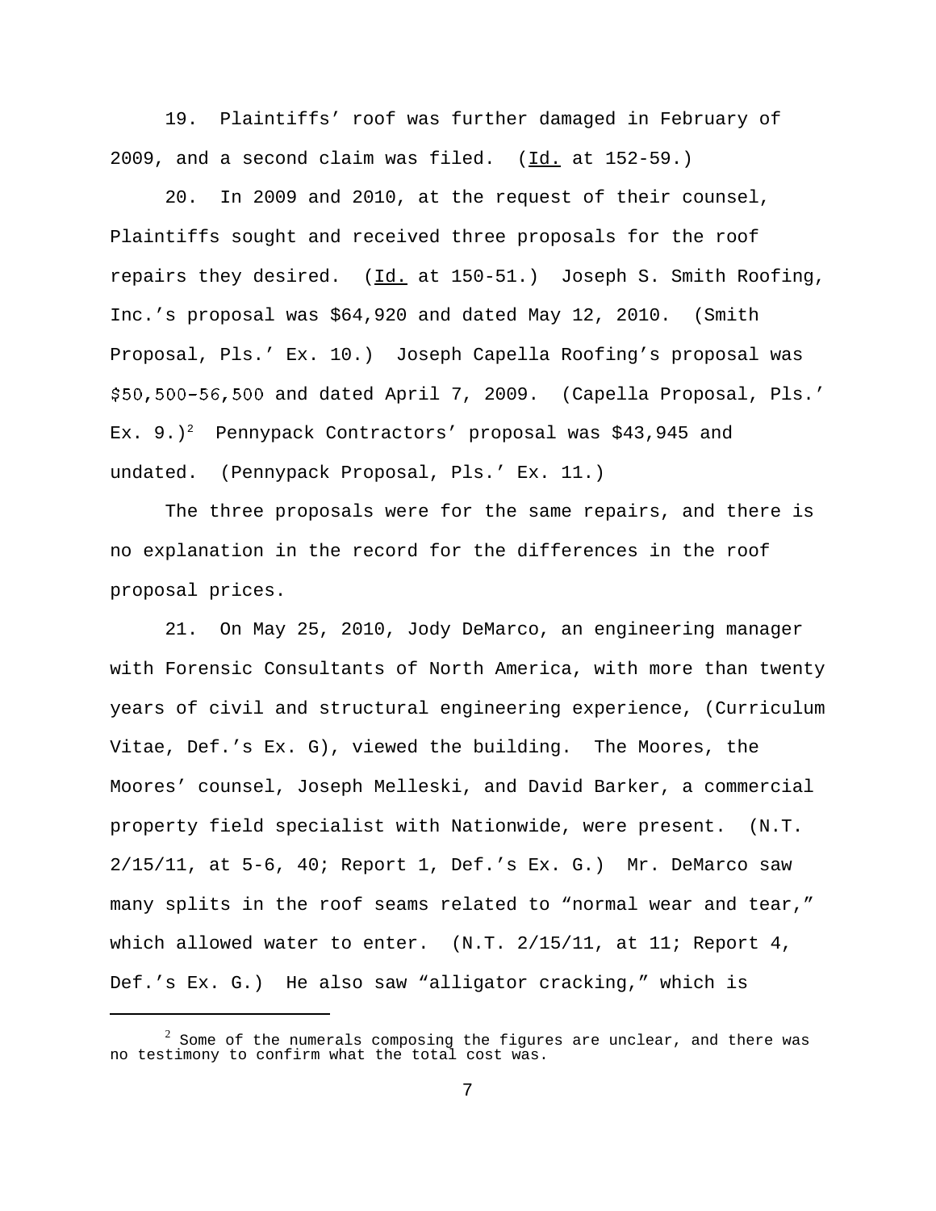19. Plaintiffs' roof was further damaged in February of 2009, and a second claim was filed. (Id. at 152-59.)

20. In 2009 and 2010, at the request of their counsel, Plaintiffs sought and received three proposals for the roof repairs they desired. (Id. at 150-51.) Joseph S. Smith Roofing, Inc.'s proposal was $64,920 and dated May 12, 2010. (Smith Proposal, Pls.' Ex. 10.) Joseph Capella Roofing's proposal was $50,500–56,500 and dated April 7, 2009. (Capella Proposal, Pls.' Ex. 9.)[2] Pennypack Contractors' proposal was $43,945 and undated. (Pennypack Proposal, Pls.' Ex. 11.)

The three proposals were for the same repairs, and there is no explanation in the record for the differences in the roof proposal prices.

21. On May 25, 2010, Jody DeMarco, an engineering manager with Forensic Consultants of North America, with more than twenty years of civil and structural engineering experience, (Curriculum Vitae, Def.'s Ex. G), viewed the building. The Moores, the Moores' counsel, Joseph Melleski, and David Barker, a commercial property field specialist with Nationwide, were present. (N.T. 2/15/11, at 5-6, 40; Report 1, Def.'s Ex. G.) Mr. DeMarco saw many splits in the roof seams related to "normal wear and tear," which allowed water to enter. (N.T. 2/15/11, at 11; Report 4, Def.'s Ex. G.) He also saw "alligator cracking," which is

[2] Some of the numerals composing the figures are unclear, and there was no testimony to confirm what the total cost was.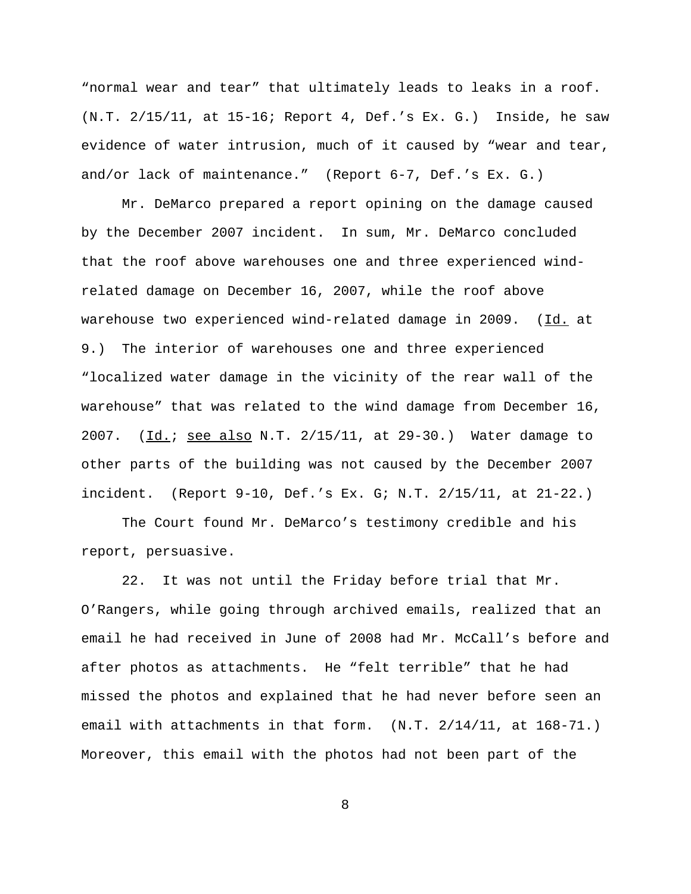"normal wear and tear" that ultimately leads to leaks in a roof. (N.T. 2/15/11, at 15-16; Report 4, Def.'s Ex. G.) Inside, he saw evidence of water intrusion, much of it caused by "wear and tear, and/or lack of maintenance." (Report 6-7, Def.'s Ex. G.)

Mr. DeMarco prepared a report opining on the damage caused by the December 2007 incident. In sum, Mr. DeMarco concluded that the roof above warehouses one and three experienced wind-related damage on December 16, 2007, while the roof above warehouse two experienced wind-related damage in 2009. (Id. at 9.) The interior of warehouses one and three experienced "localized water damage in the vicinity of the rear wall of the warehouse" that was related to the wind damage from December 16, 2007. (Id.; see also N.T. 2/15/11, at 29-30.) Water damage to other parts of the building was not caused by the December 2007 incident. (Report 9-10, Def.'s Ex. G; N.T. 2/15/11, at 21-22.)

The Court found Mr. DeMarco's testimony credible and his report, persuasive.

22. It was not until the Friday before trial that Mr. O'Rangers, while going through archived emails, realized that an email he had received in June of 2008 had Mr. McCall's before and after photos as attachments. He "felt terrible" that he had missed the photos and explained that he had never before seen an email with attachments in that form. (N.T. 2/14/11, at 168-71.) Moreover, this email with the photos had not been part of the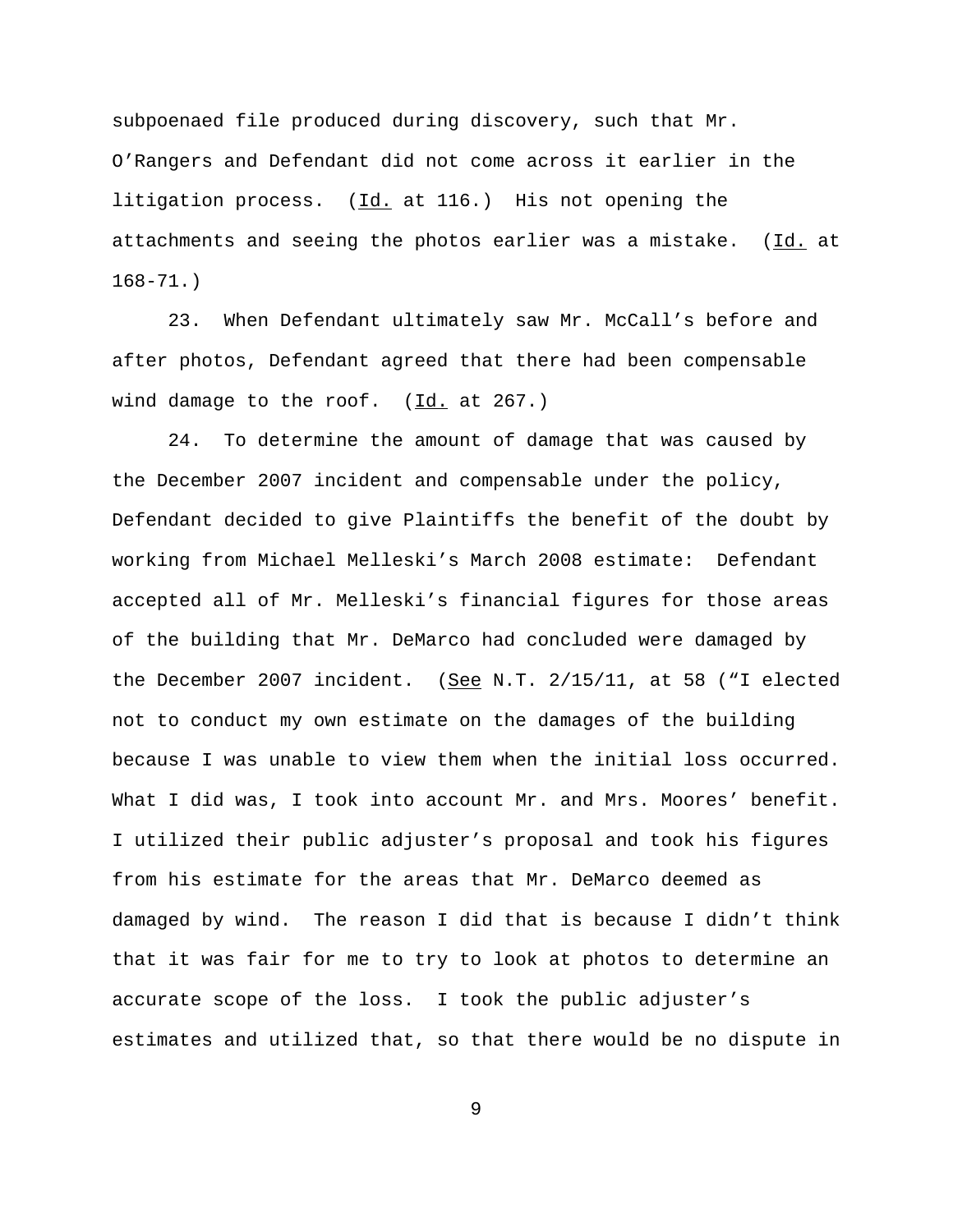subpoenaed file produced during discovery, such that Mr. O'Rangers and Defendant did not come across it earlier in the litigation process. (Id. at 116.) His not opening the attachments and seeing the photos earlier was a mistake. (Id. at 168-71.)

23. When Defendant ultimately saw Mr. McCall's before and after photos, Defendant agreed that there had been compensable wind damage to the roof. (Id. at 267.)

24. To determine the amount of damage that was caused by the December 2007 incident and compensable under the policy, Defendant decided to give Plaintiffs the benefit of the doubt by working from Michael Melleski's March 2008 estimate: Defendant accepted all of Mr. Melleski's financial figures for those areas of the building that Mr. DeMarco had concluded were damaged by the December 2007 incident. (See N.T. 2/15/11, at 58 ("I elected not to conduct my own estimate on the damages of the building because I was unable to view them when the initial loss occurred. What I did was, I took into account Mr. and Mrs. Moores' benefit. I utilized their public adjuster's proposal and took his figures from his estimate for the areas that Mr. DeMarco deemed as damaged by wind. The reason I did that is because I didn't think that it was fair for me to try to look at photos to determine an accurate scope of the loss. I took the public adjuster's estimates and utilized that, so that there would be no dispute in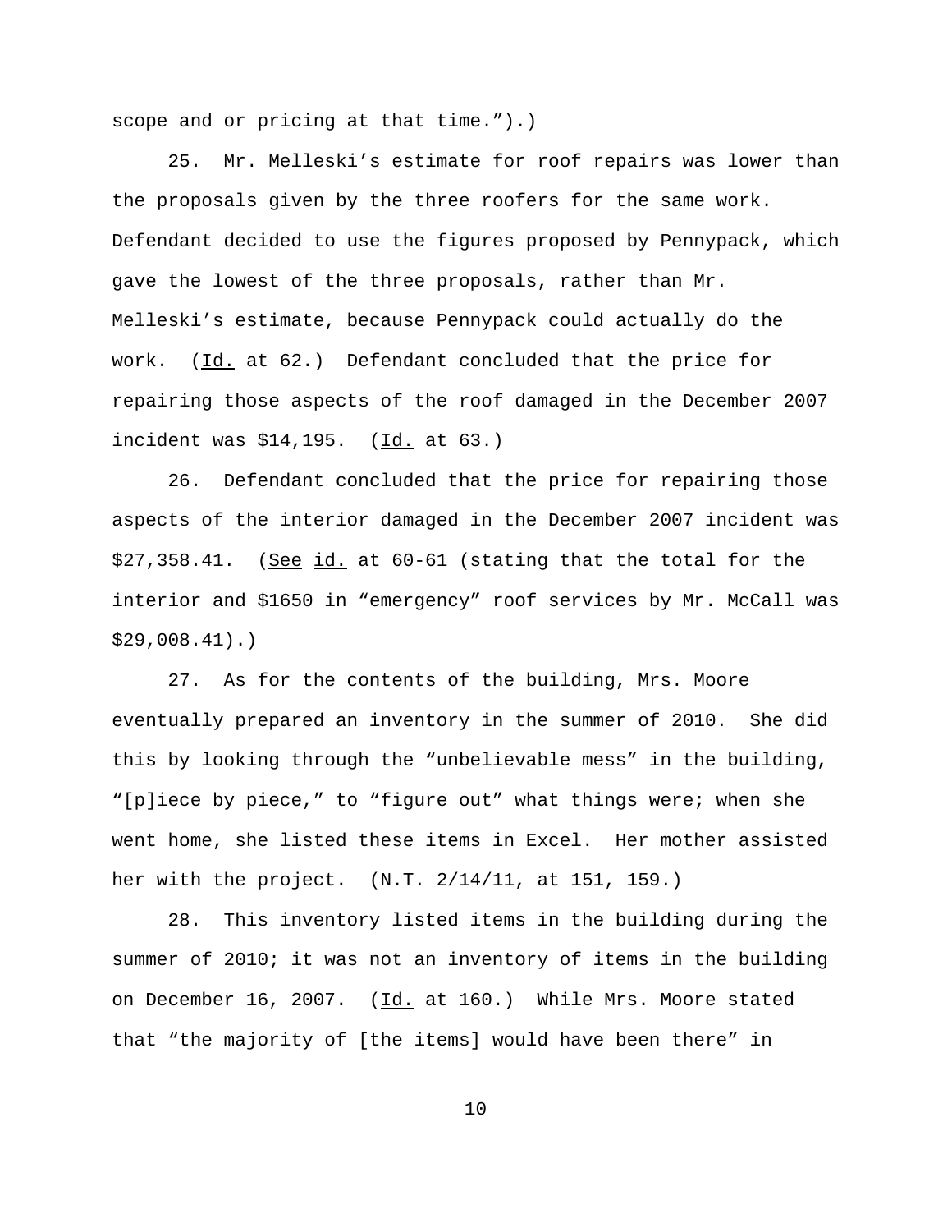scope and or pricing at that time.”).)

25. Mr. Melleski’s estimate for roof repairs was lower than the proposals given by the three roofers for the same work. Defendant decided to use the figures proposed by Pennypack, which gave the lowest of the three proposals, rather than Mr. Melleski’s estimate, because Pennypack could actually do the work. (Id. at 62.) Defendant concluded that the price for repairing those aspects of the roof damaged in the December 2007 incident was $14,195. (Id. at 63.)

26. Defendant concluded that the price for repairing those aspects of the interior damaged in the December 2007 incident was $27,358.41. (See id. at 60-61 (stating that the total for the interior and $1650 in “emergency” roof services by Mr. McCall was $29,008.41).)

27. As for the contents of the building, Mrs. Moore eventually prepared an inventory in the summer of 2010. She did this by looking through the “unbelievable mess” in the building, “[p]iece by piece,” to “figure out” what things were; when she went home, she listed these items in Excel. Her mother assisted her with the project. (N.T. 2/14/11, at 151, 159.)

28. This inventory listed items in the building during the summer of 2010; it was not an inventory of items in the building on December 16, 2007. (Id. at 160.) While Mrs. Moore stated that “the majority of [the items] would have been there” in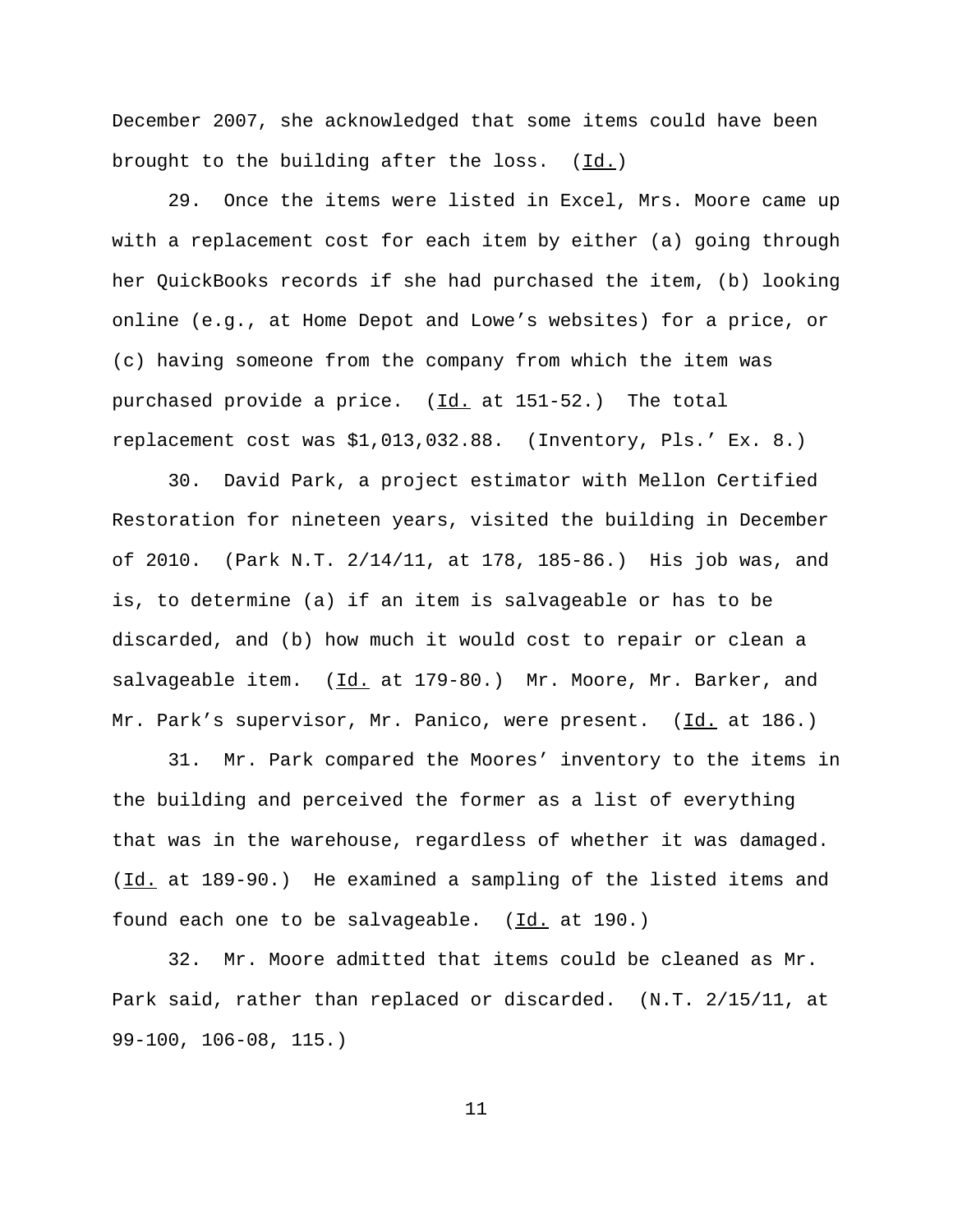December 2007, she acknowledged that some items could have been brought to the building after the loss. (Id.)

29. Once the items were listed in Excel, Mrs. Moore came up with a replacement cost for each item by either (a) going through her QuickBooks records if she had purchased the item, (b) looking online (e.g., at Home Depot and Lowe's websites) for a price, or (c) having someone from the company from which the item was purchased provide a price. (Id. at 151-52.) The total replacement cost was $1,013,032.88. (Inventory, Pls.' Ex. 8.)

30. David Park, a project estimator with Mellon Certified Restoration for nineteen years, visited the building in December of 2010. (Park N.T. 2/14/11, at 178, 185-86.) His job was, and is, to determine (a) if an item is salvageable or has to be discarded, and (b) how much it would cost to repair or clean a salvageable item. (Id. at 179-80.) Mr. Moore, Mr. Barker, and Mr. Park's supervisor, Mr. Panico, were present. (Id. at 186.)

31. Mr. Park compared the Moores' inventory to the items in the building and perceived the former as a list of everything that was in the warehouse, regardless of whether it was damaged. (Id. at 189-90.) He examined a sampling of the listed items and found each one to be salvageable. (Id. at 190.)

32. Mr. Moore admitted that items could be cleaned as Mr. Park said, rather than replaced or discarded. (N.T. 2/15/11, at 99-100, 106-08, 115.)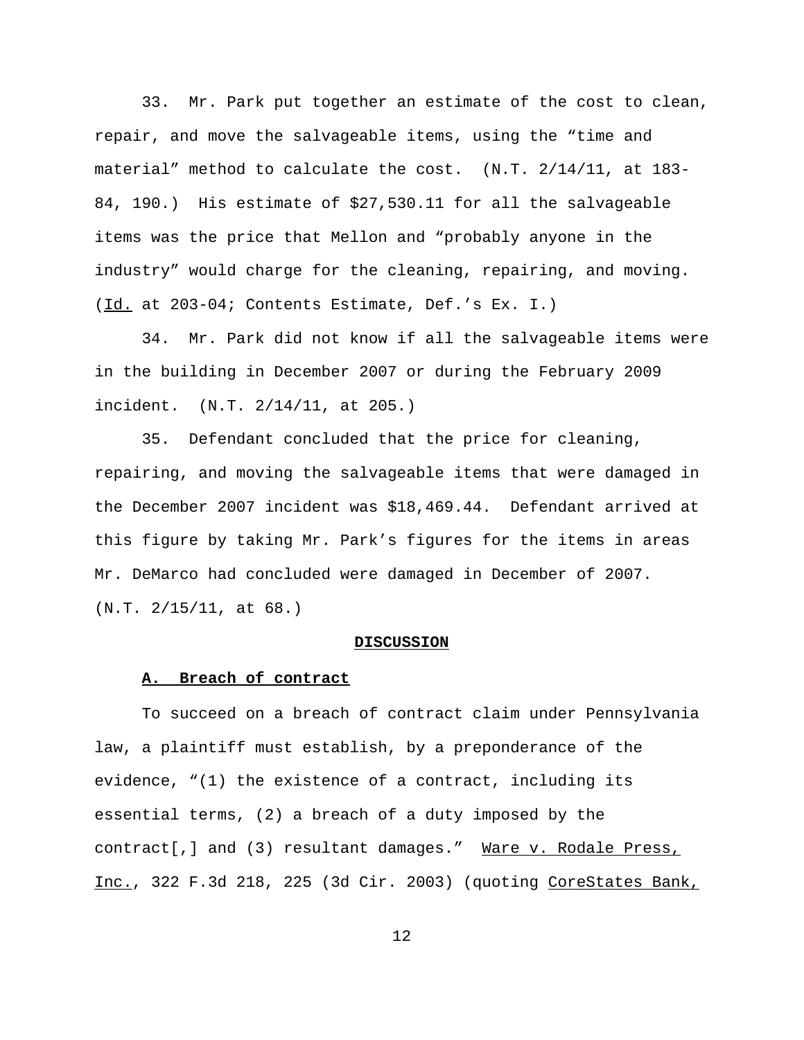33. Mr. Park put together an estimate of the cost to clean, repair, and move the salvageable items, using the "time and material" method to calculate the cost. (N.T. 2/14/11, at 183-84, 190.) His estimate of $27,530.11 for all the salvageable items was the price that Mellon and "probably anyone in the industry" would charge for the cleaning, repairing, and moving. (Id. at 203-04; Contents Estimate, Def.'s Ex. I.)

34. Mr. Park did not know if all the salvageable items were in the building in December 2007 or during the February 2009 incident. (N.T. 2/14/11, at 205.)

35. Defendant concluded that the price for cleaning, repairing, and moving the salvageable items that were damaged in the December 2007 incident was $18,469.44. Defendant arrived at this figure by taking Mr. Park's figures for the items in areas Mr. DeMarco had concluded were damaged in December of 2007. (N.T. 2/15/11, at 68.)

## DISCUSSION

### A. Breach of contract

To succeed on a breach of contract claim under Pennsylvania law, a plaintiff must establish, by a preponderance of the evidence, "(1) the existence of a contract, including its essential terms, (2) a breach of a duty imposed by the contract[,] and (3) resultant damages." Ware v. Rodale Press, Inc., 322 F.3d 218, 225 (3d Cir. 2003) (quoting CoreStates Bank,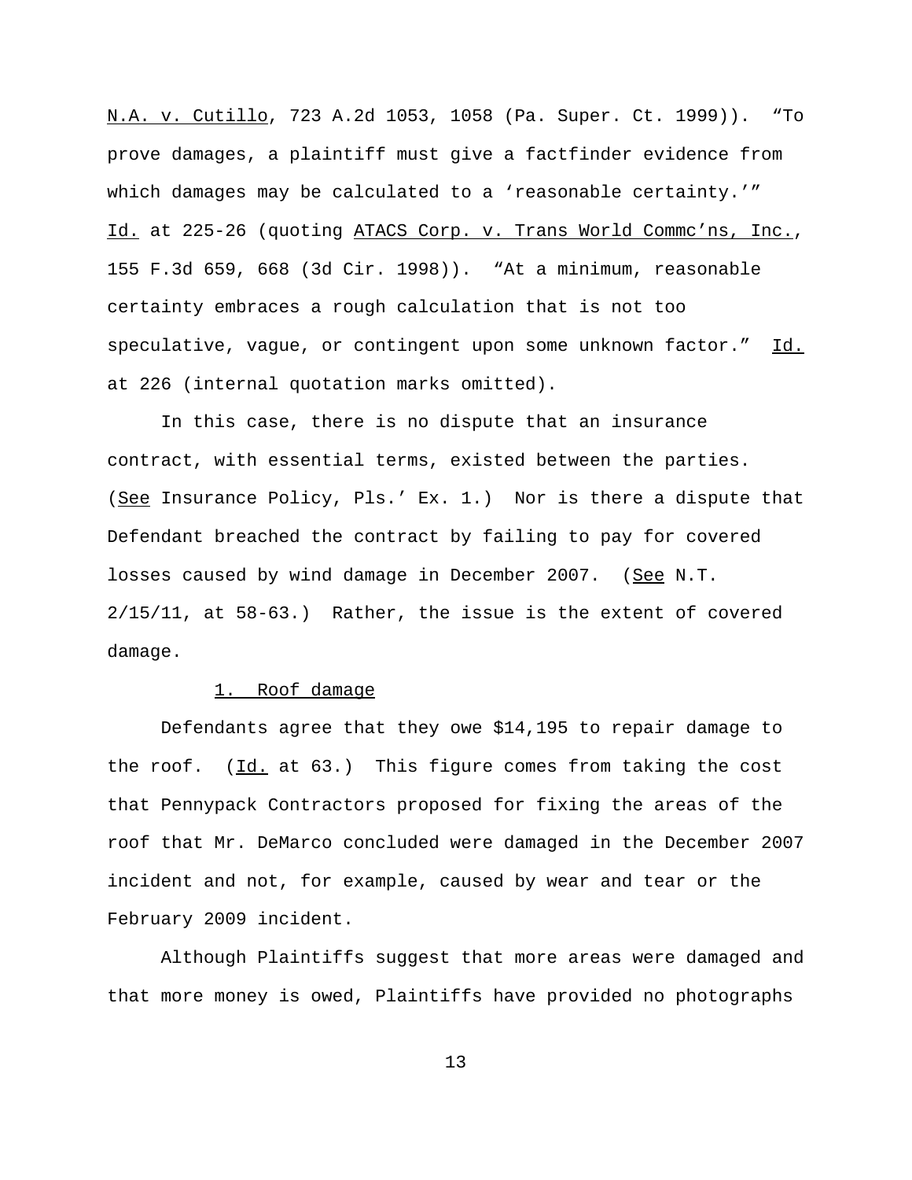N.A. v. Cutillo, 723 A.2d 1053, 1058 (Pa. Super. Ct. 1999)). "To prove damages, a plaintiff must give a factfinder evidence from which damages may be calculated to a 'reasonable certainty.'" Id. at 225-26 (quoting ATACS Corp. v. Trans World Commc'ns, Inc., 155 F.3d 659, 668 (3d Cir. 1998)). "At a minimum, reasonable certainty embraces a rough calculation that is not too speculative, vague, or contingent upon some unknown factor." Id. at 226 (internal quotation marks omitted).

In this case, there is no dispute that an insurance contract, with essential terms, existed between the parties. (See Insurance Policy, Pls.' Ex. 1.) Nor is there a dispute that Defendant breached the contract by failing to pay for covered losses caused by wind damage in December 2007. (See N.T. 2/15/11, at 58-63.) Rather, the issue is the extent of covered damage.

1. Roof damage

Defendants agree that they owe $14,195 to repair damage to the roof. (Id. at 63.) This figure comes from taking the cost that Pennypack Contractors proposed for fixing the areas of the roof that Mr. DeMarco concluded were damaged in the December 2007 incident and not, for example, caused by wear and tear or the February 2009 incident.

Although Plaintiffs suggest that more areas were damaged and that more money is owed, Plaintiffs have provided no photographs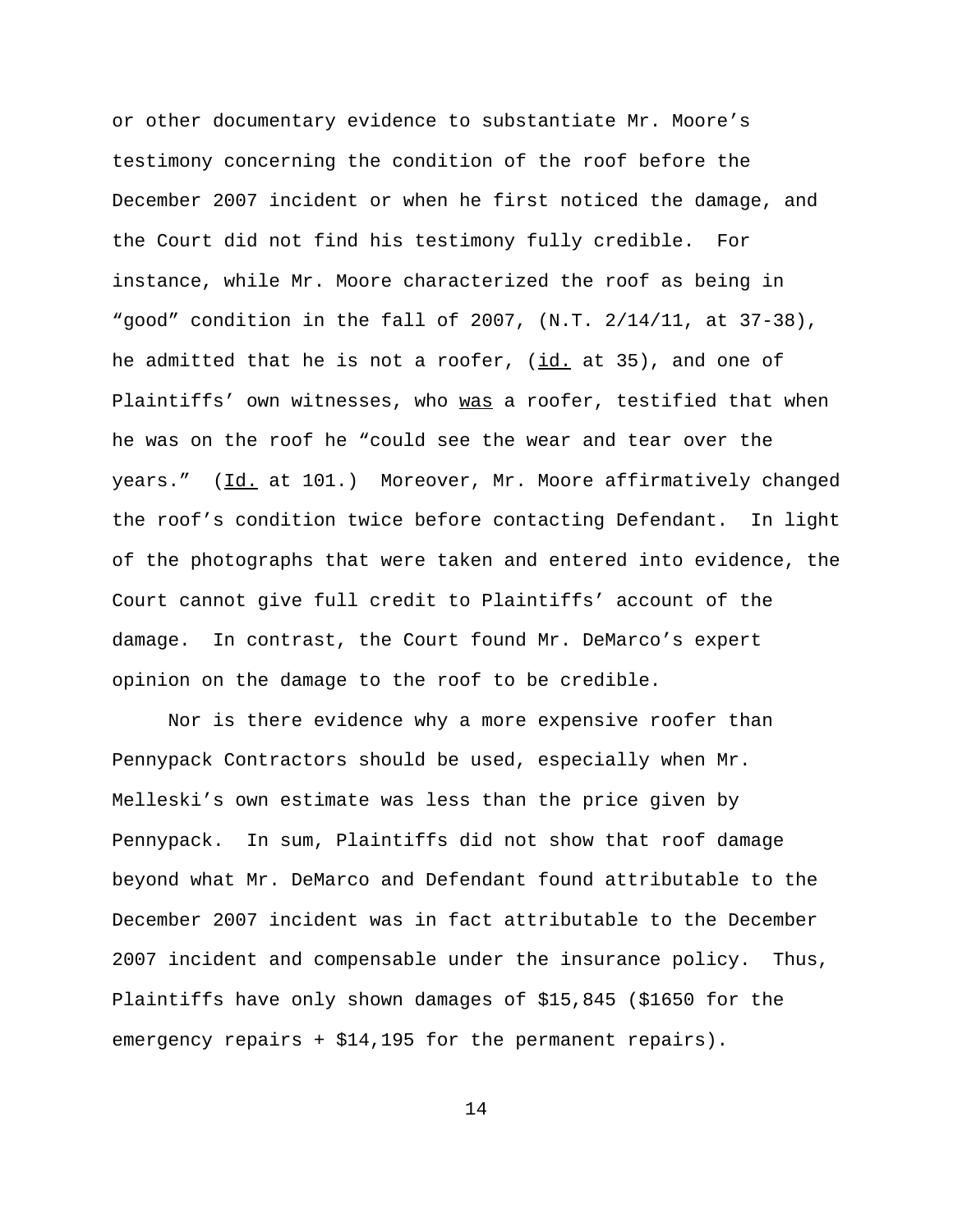or other documentary evidence to substantiate Mr. Moore's testimony concerning the condition of the roof before the December 2007 incident or when he first noticed the damage, and the Court did not find his testimony fully credible. For instance, while Mr. Moore characterized the roof as being in "good" condition in the fall of 2007, (N.T. 2/14/11, at 37-38), he admitted that he is not a roofer, (id. at 35), and one of Plaintiffs' own witnesses, who was a roofer, testified that when he was on the roof he "could see the wear and tear over the years." (Id. at 101.) Moreover, Mr. Moore affirmatively changed the roof's condition twice before contacting Defendant. In light of the photographs that were taken and entered into evidence, the Court cannot give full credit to Plaintiffs' account of the damage. In contrast, the Court found Mr. DeMarco's expert opinion on the damage to the roof to be credible.

Nor is there evidence why a more expensive roofer than Pennypack Contractors should be used, especially when Mr. Melleski's own estimate was less than the price given by Pennypack. In sum, Plaintiffs did not show that roof damage beyond what Mr. DeMarco and Defendant found attributable to the December 2007 incident was in fact attributable to the December 2007 incident and compensable under the insurance policy. Thus, Plaintiffs have only shown damages of $15,845 ($1650 for the emergency repairs + $14,195 for the permanent repairs).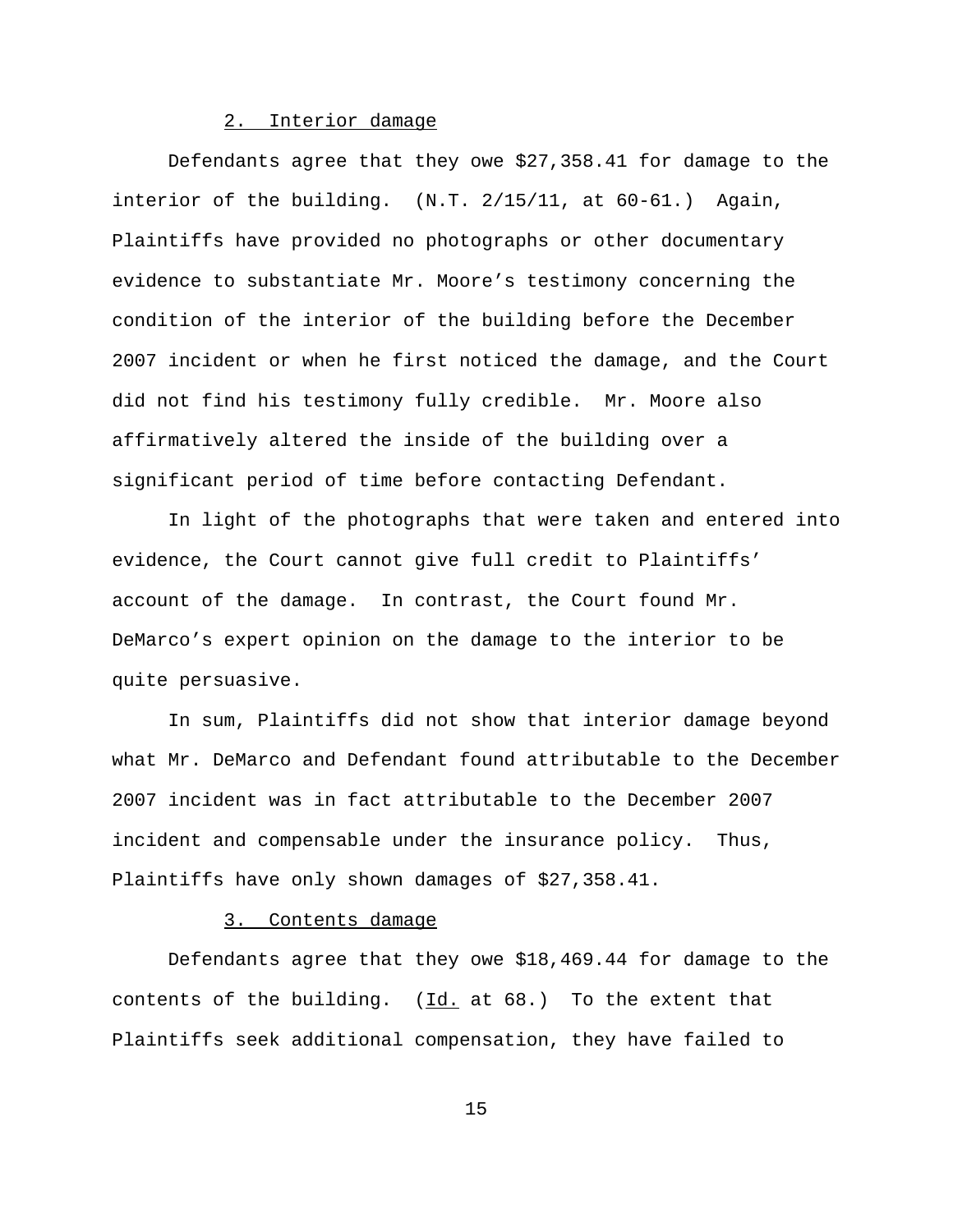### 2. Interior damage

Defendants agree that they owe $27,358.41 for damage to the interior of the building. (N.T. 2/15/11, at 60-61.) Again, Plaintiffs have provided no photographs or other documentary evidence to substantiate Mr. Moore's testimony concerning the condition of the interior of the building before the December 2007 incident or when he first noticed the damage, and the Court did not find his testimony fully credible. Mr. Moore also affirmatively altered the inside of the building over a significant period of time before contacting Defendant.

In light of the photographs that were taken and entered into evidence, the Court cannot give full credit to Plaintiffs' account of the damage. In contrast, the Court found Mr. DeMarco's expert opinion on the damage to the interior to be quite persuasive.

In sum, Plaintiffs did not show that interior damage beyond what Mr. DeMarco and Defendant found attributable to the December 2007 incident was in fact attributable to the December 2007 incident and compensable under the insurance policy. Thus, Plaintiffs have only shown damages of $27,358.41.

### 3. Contents damage

Defendants agree that they owe $18,469.44 for damage to the contents of the building. (Id. at 68.) To the extent that Plaintiffs seek additional compensation, they have failed to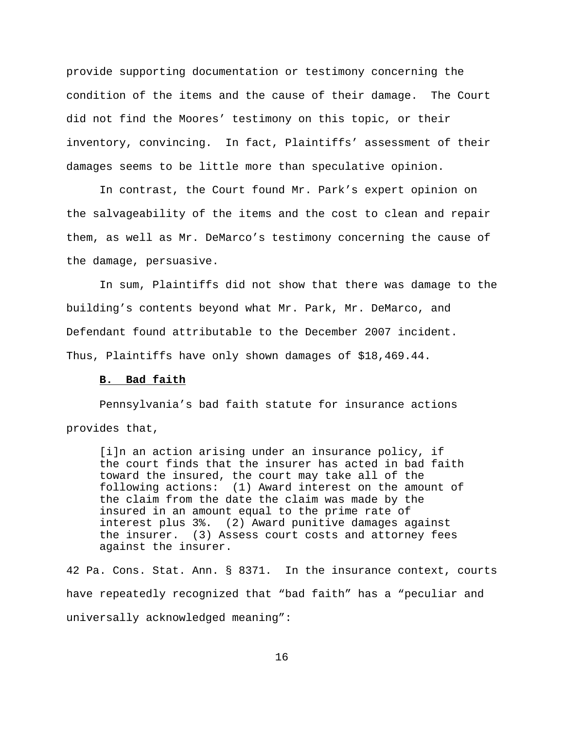provide supporting documentation or testimony concerning the condition of the items and the cause of their damage. The Court did not find the Moores' testimony on this topic, or their inventory, convincing. In fact, Plaintiffs' assessment of their damages seems to be little more than speculative opinion.

In contrast, the Court found Mr. Park's expert opinion on the salvageability of the items and the cost to clean and repair them, as well as Mr. DeMarco's testimony concerning the cause of the damage, persuasive.

In sum, Plaintiffs did not show that there was damage to the building's contents beyond what Mr. Park, Mr. DeMarco, and Defendant found attributable to the December 2007 incident. Thus, Plaintiffs have only shown damages of $18,469.44.

**B. Bad faith**

Pennsylvania's bad faith statute for insurance actions provides that,

> [i]n an action arising under an insurance policy, if the court finds that the insurer has acted in bad faith toward the insured, the court may take all of the following actions: (1) Award interest on the amount of the claim from the date the claim was made by the insured in an amount equal to the prime rate of interest plus 3%. (2) Award punitive damages against the insurer. (3) Assess court costs and attorney fees against the insurer.

42 Pa. Cons. Stat. Ann. § 8371. In the insurance context, courts have repeatedly recognized that "bad faith" has a "peculiar and universally acknowledged meaning":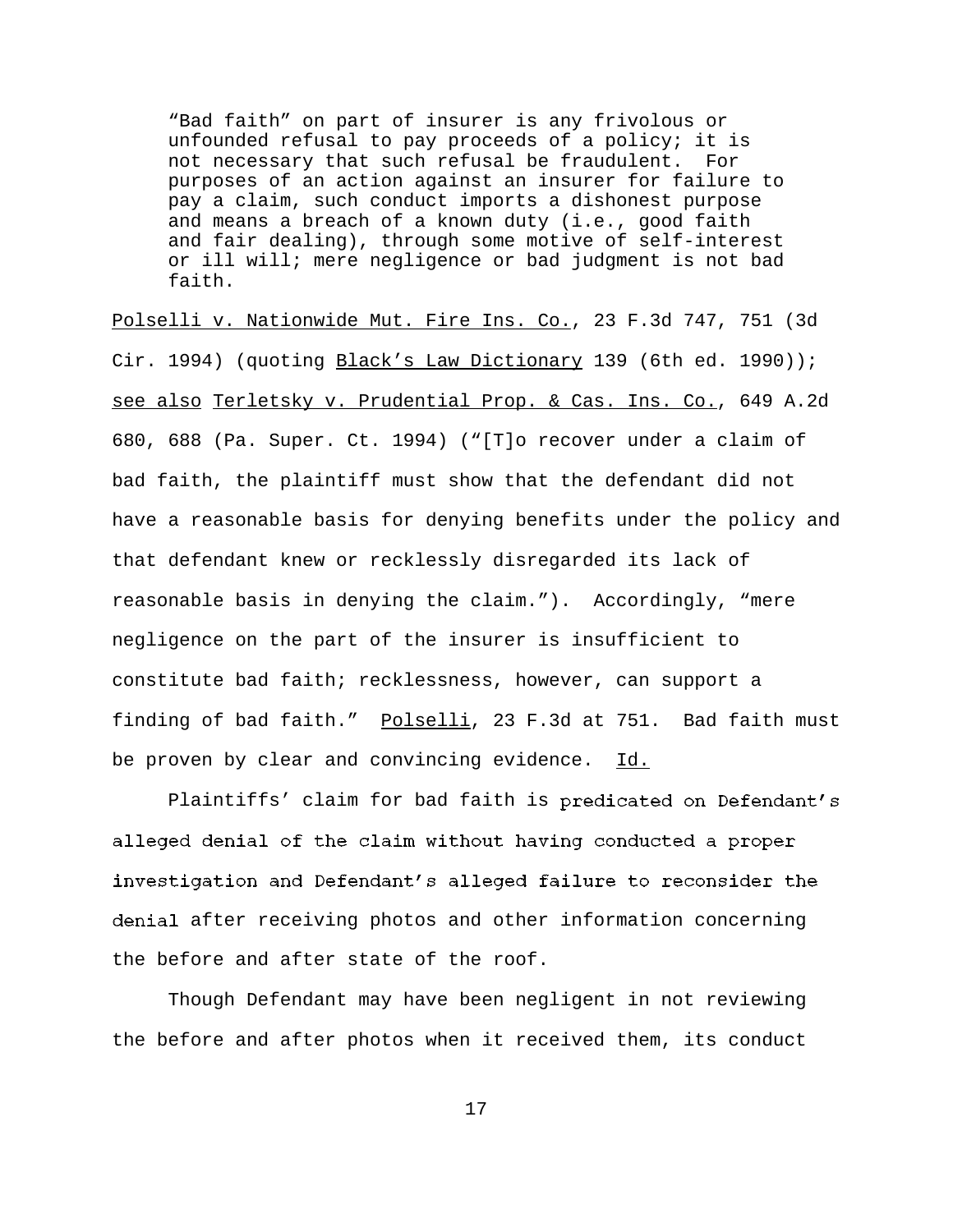> "Bad faith" on part of insurer is any frivolous or unfounded refusal to pay proceeds of a policy; it is not necessary that such refusal be fraudulent. For purposes of an action against an insurer for failure to pay a claim, such conduct imports a dishonest purpose and means a breach of a known duty (i.e., good faith and fair dealing), through some motive of self-interest or ill will; mere negligence or bad judgment is not bad faith.

Polselli v. Nationwide Mut. Fire Ins. Co., 23 F.3d 747, 751 (3d Cir. 1994) (quoting Black's Law Dictionary 139 (6th ed. 1990)); see also Terletsky v. Prudential Prop. & Cas. Ins. Co., 649 A.2d 680, 688 (Pa. Super. Ct. 1994) ("[T]o recover under a claim of bad faith, the plaintiff must show that the defendant did not have a reasonable basis for denying benefits under the policy and that defendant knew or recklessly disregarded its lack of reasonable basis in denying the claim."). Accordingly, "mere negligence on the part of the insurer is insufficient to constitute bad faith; recklessness, however, can support a finding of bad faith." Polselli, 23 F.3d at 751. Bad faith must be proven by clear and convincing evidence. Id.

Plaintiffs' claim for bad faith is predicated on Defendant's alleged denial of the claim without having conducted a proper investigation and Defendant's alleged failure to reconsider the denial after receiving photos and other information concerning the before and after state of the roof.

Though Defendant may have been negligent in not reviewing the before and after photos when it received them, its conduct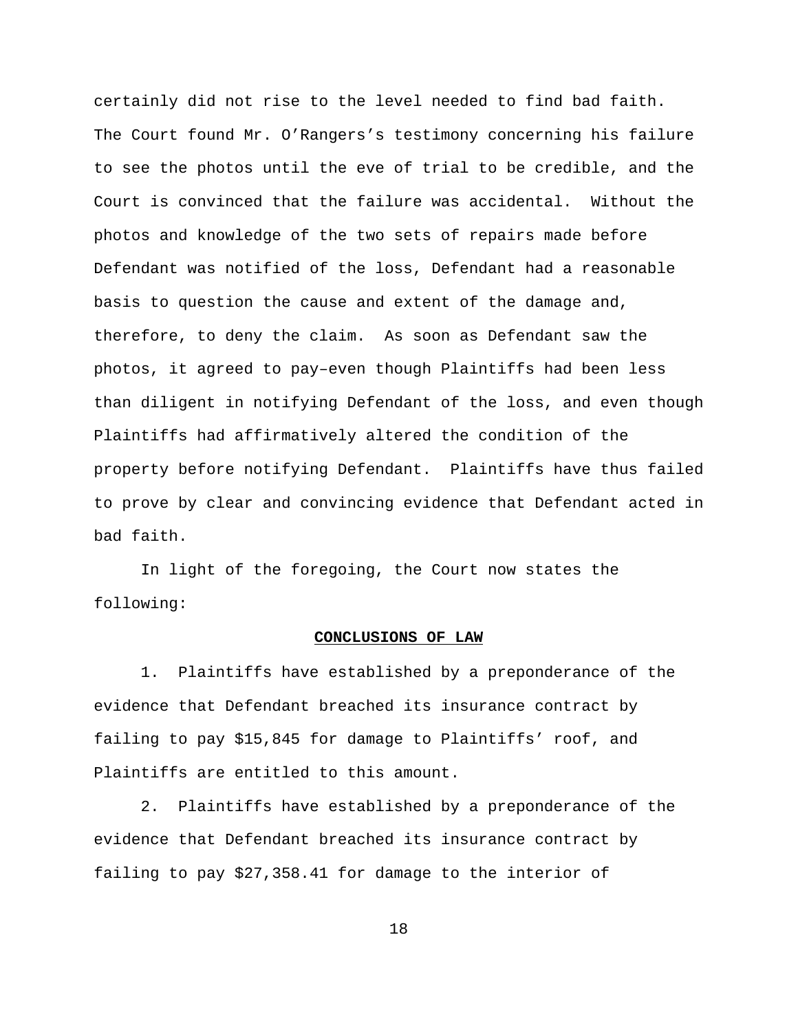certainly did not rise to the level needed to find bad faith. The Court found Mr. O'Rangers's testimony concerning his failure to see the photos until the eve of trial to be credible, and the Court is convinced that the failure was accidental. Without the photos and knowledge of the two sets of repairs made before Defendant was notified of the loss, Defendant had a reasonable basis to question the cause and extent of the damage and, therefore, to deny the claim. As soon as Defendant saw the photos, it agreed to pay–even though Plaintiffs had been less than diligent in notifying Defendant of the loss, and even though Plaintiffs had affirmatively altered the condition of the property before notifying Defendant. Plaintiffs have thus failed to prove by clear and convincing evidence that Defendant acted in bad faith.

In light of the foregoing, the Court now states the following:

## **CONCLUSIONS OF LAW**

1. Plaintiffs have established by a preponderance of the evidence that Defendant breached its insurance contract by failing to pay $15,845 for damage to Plaintiffs' roof, and Plaintiffs are entitled to this amount.

2. Plaintiffs have established by a preponderance of the evidence that Defendant breached its insurance contract by failing to pay $27,358.41 for damage to the interior of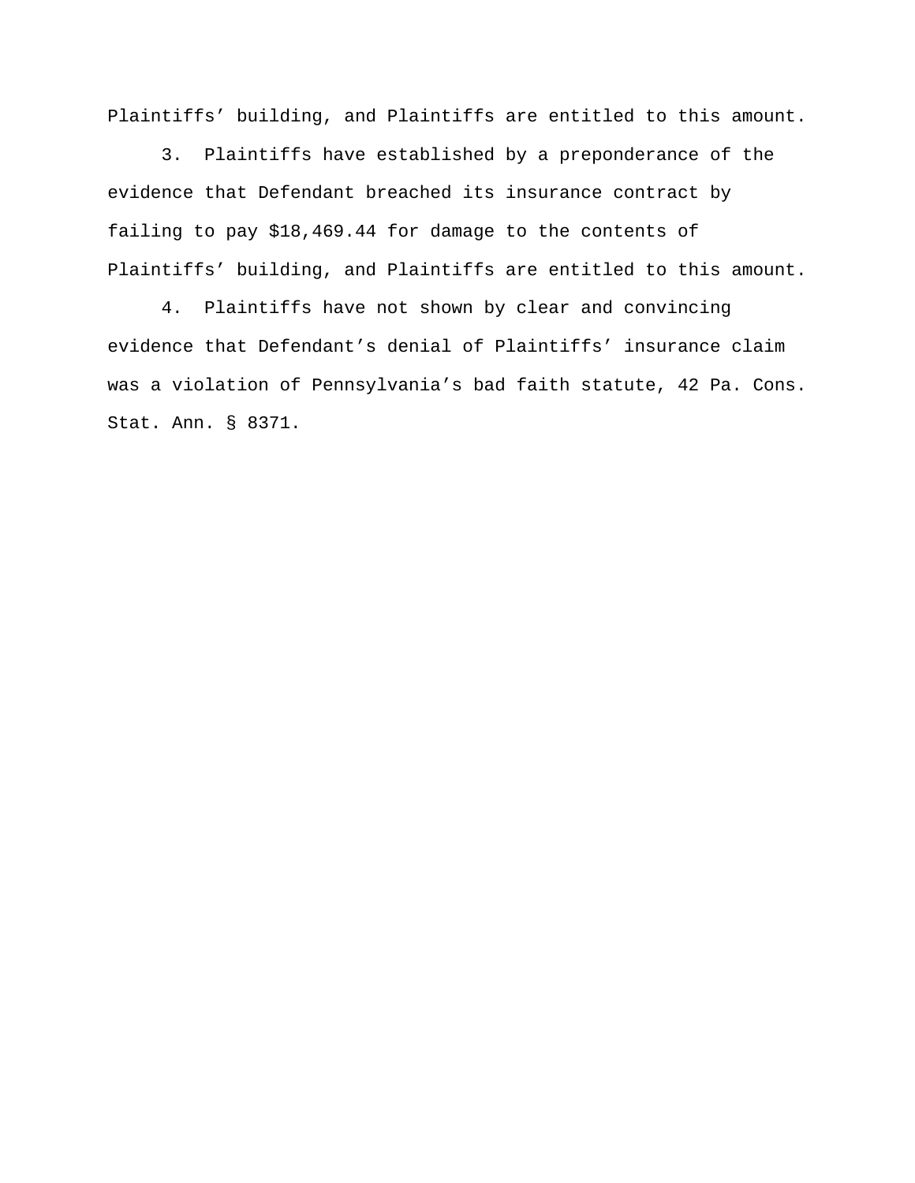Plaintiffs' building, and Plaintiffs are entitled to this amount.

3. Plaintiffs have established by a preponderance of the evidence that Defendant breached its insurance contract by failing to pay $18,469.44 for damage to the contents of Plaintiffs' building, and Plaintiffs are entitled to this amount.

4. Plaintiffs have not shown by clear and convincing evidence that Defendant's denial of Plaintiffs' insurance claim was a violation of Pennsylvania's bad faith statute, 42 Pa. Cons. Stat. Ann. § 8371.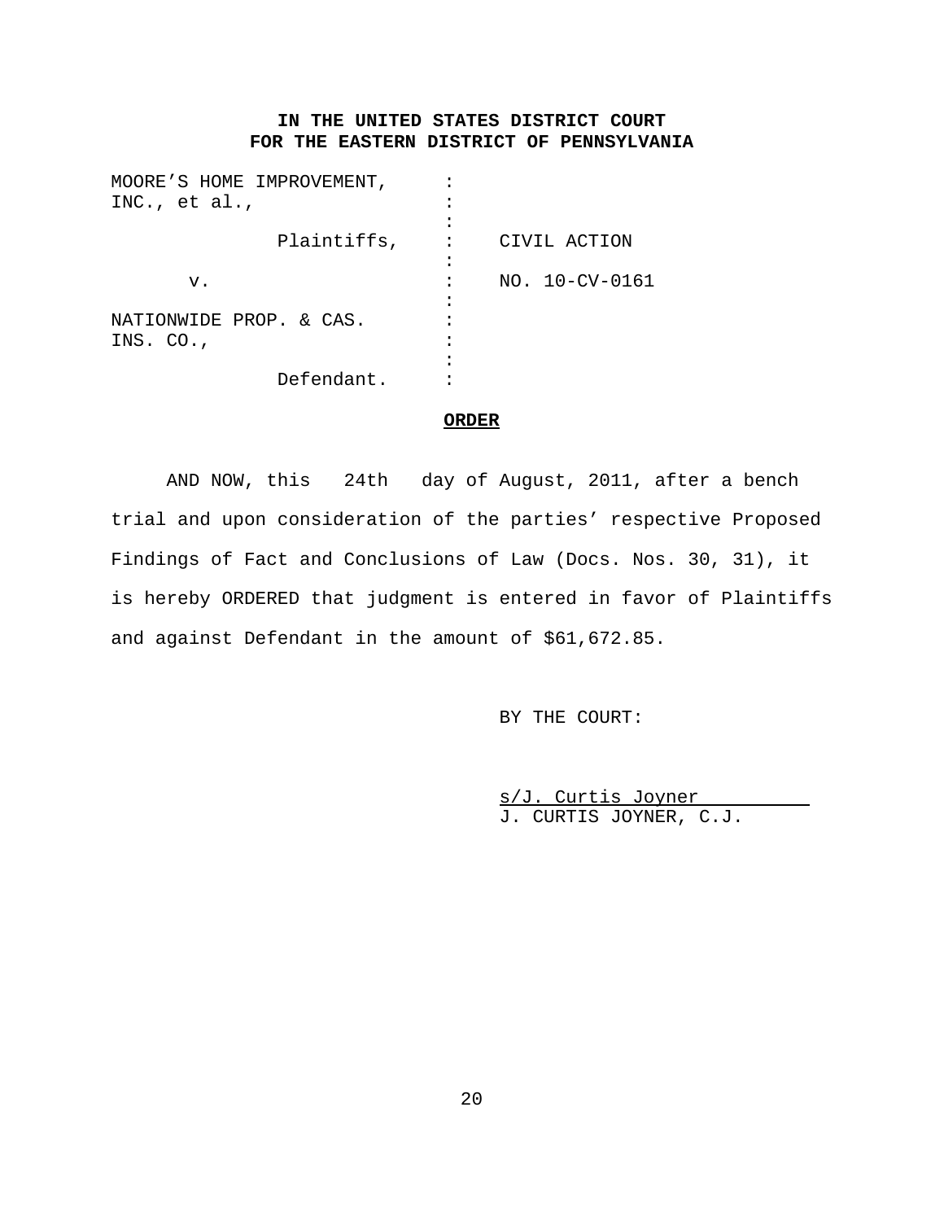**IN THE UNITED STATES DISTRICT COURT**
**FOR THE EASTERN DISTRICT OF PENNSYLVANIA**

| | | |
|---|---|---|
| MOORE'S HOME IMPROVEMENT, INC., et al., | : | |
| Plaintiffs, | : | CIVIL ACTION |
| v. | : | NO. 10-CV-0161 |
| NATIONWIDE PROP. & CAS. INS. CO., | : | |
| Defendant. | : | |

**ORDER**

AND NOW, this 24th day of August, 2011, after a bench trial and upon consideration of the parties' respective Proposed Findings of Fact and Conclusions of Law (Docs. Nos. 30, 31), it is hereby ORDERED that judgment is entered in favor of Plaintiffs and against Defendant in the amount of $61,672.85.

BY THE COURT:

s/J. Curtis Joyner
J. CURTIS JOYNER, C.J.